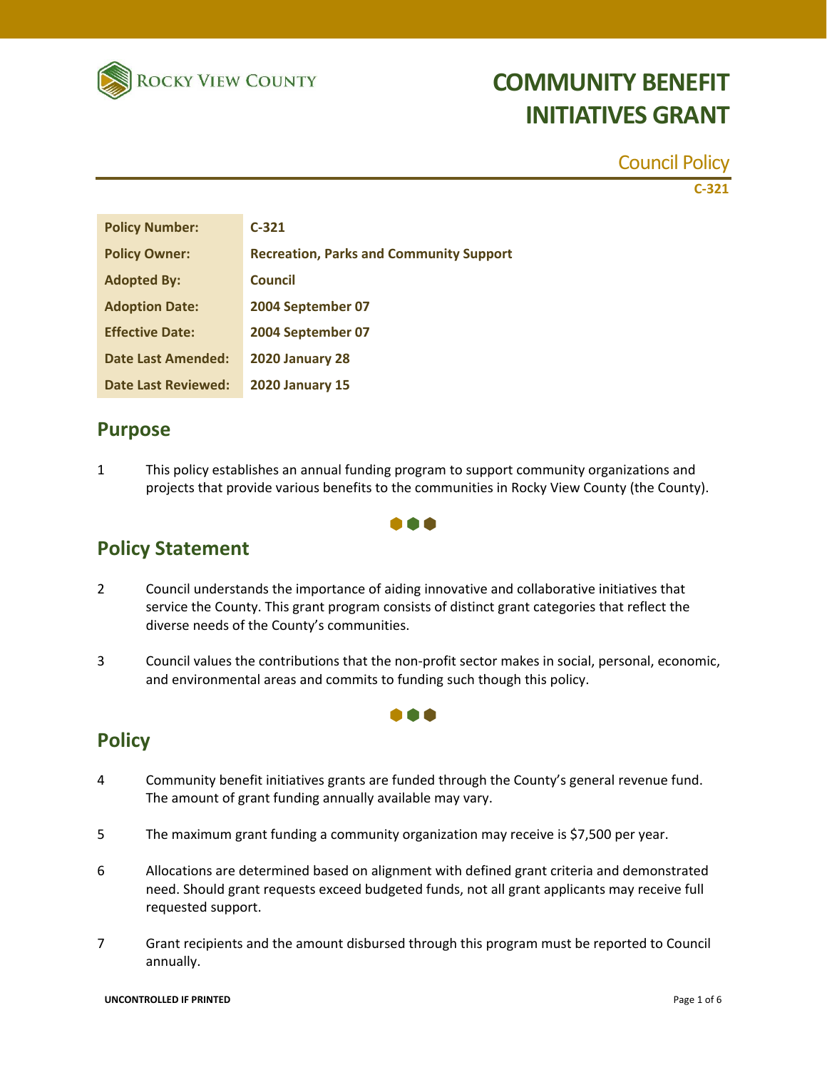Rocky View County

# COMMUNITY BENEFIT INITIATIVES GRANT

Council Policy

C-321

| Policy Number: | C-321 |
|---|---|
| Policy Owner: | Recreation, Parks and Community Support |
| Adopted By: | Council |
| Adoption Date: | 2004 September 07 |
| Effective Date: | 2004 September 07 |
| Date Last Amended: | 2020 January 28 |
| Date Last Reviewed: | 2020 January 15 |

## Purpose

1 This policy establishes an annual funding program to support community organizations and projects that provide various benefits to the communities in Rocky View County (the County).

## Policy Statement

2 Council understands the importance of aiding innovative and collaborative initiatives that service the County. This grant program consists of distinct grant categories that reflect the diverse needs of the County's communities.

3 Council values the contributions that the non-profit sector makes in social, personal, economic, and environmental areas and commits to funding such though this policy.

## Policy

4 Community benefit initiatives grants are funded through the County's general revenue fund. The amount of grant funding annually available may vary.

5 The maximum grant funding a community organization may receive is $7,500 per year.

6 Allocations are determined based on alignment with defined grant criteria and demonstrated need. Should grant requests exceed budgeted funds, not all grant applicants may receive full requested support.

7 Grant recipients and the amount disbursed through this program must be reported to Council annually.

UNCONTROLLED IF PRINTED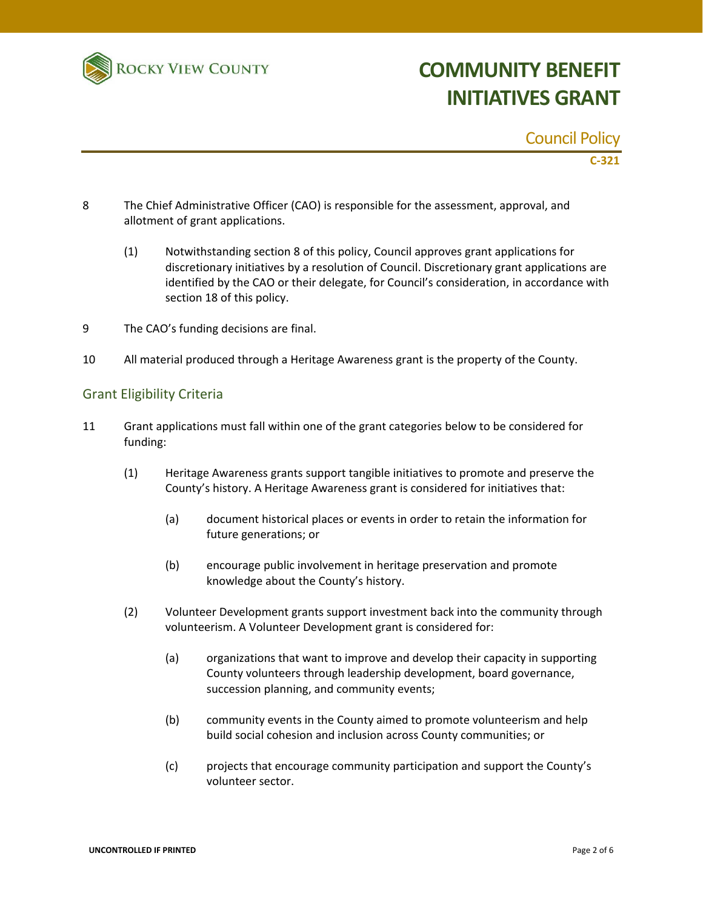8 The Chief Administrative Officer (CAO) is responsible for the assessment, approval, and allotment of grant applications.

(1) Notwithstanding section 8 of this policy, Council approves grant applications for discretionary initiatives by a resolution of Council. Discretionary grant applications are identified by the CAO or their delegate, for Council's consideration, in accordance with section 18 of this policy.

9 The CAO's funding decisions are final.

10 All material produced through a Heritage Awareness grant is the property of the County.

## Grant Eligibility Criteria

11 Grant applications must fall within one of the grant categories below to be considered for funding:

(1) Heritage Awareness grants support tangible initiatives to promote and preserve the County's history. A Heritage Awareness grant is considered for initiatives that:

(a) document historical places or events in order to retain the information for future generations; or

(b) encourage public involvement in heritage preservation and promote knowledge about the County's history.

(2) Volunteer Development grants support investment back into the community through volunteerism. A Volunteer Development grant is considered for:

(a) organizations that want to improve and develop their capacity in supporting County volunteers through leadership development, board governance, succession planning, and community events;

(b) community events in the County aimed to promote volunteerism and help build social cohesion and inclusion across County communities; or

(c) projects that encourage community participation and support the County's volunteer sector.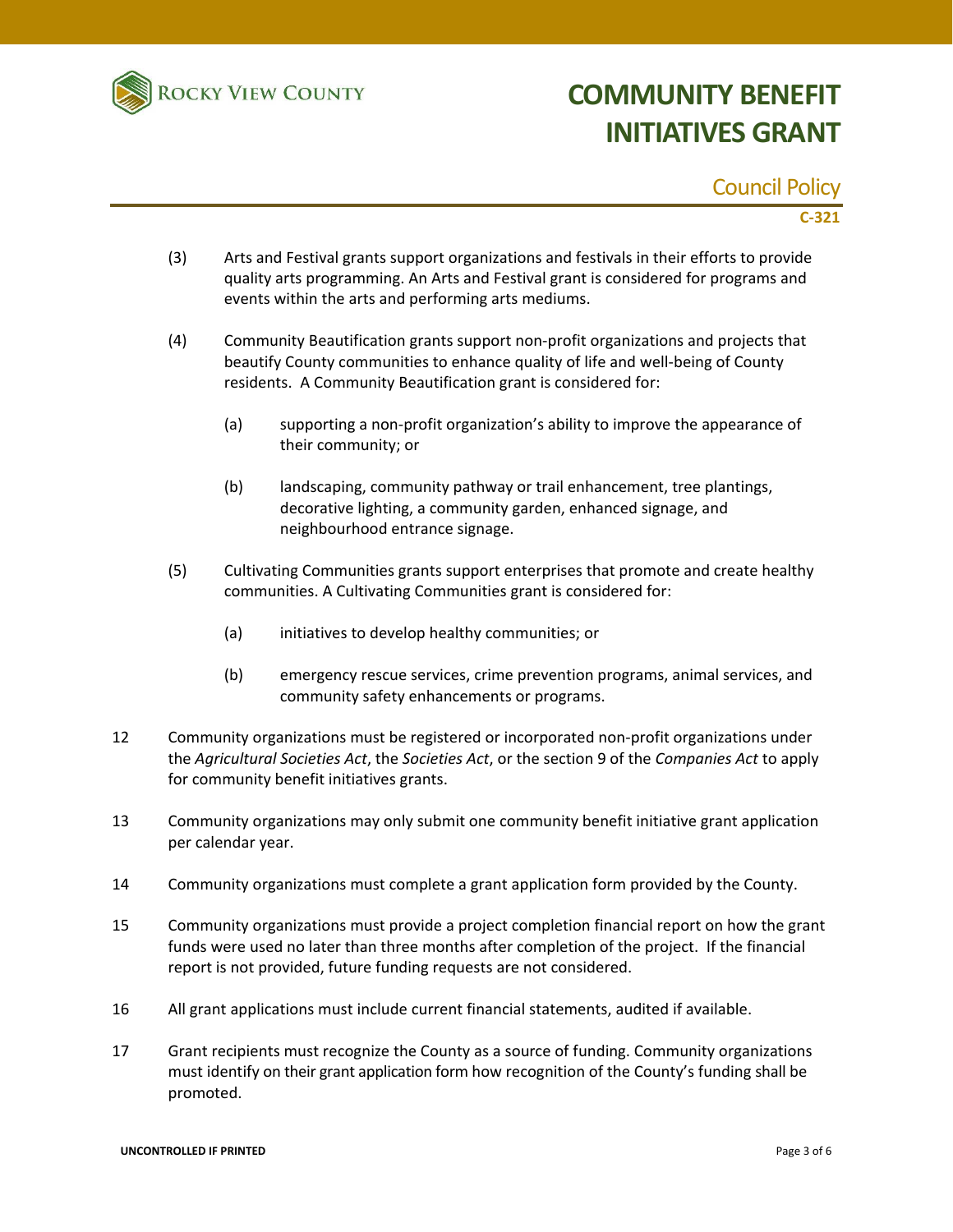(3) Arts and Festival grants support organizations and festivals in their efforts to provide quality arts programming. An Arts and Festival grant is considered for programs and events within the arts and performing arts mediums.

(4) Community Beautification grants support non-profit organizations and projects that beautify County communities to enhance quality of life and well-being of County residents. A Community Beautification grant is considered for:

- (a) supporting a non-profit organization's ability to improve the appearance of their community; or
- (b) landscaping, community pathway or trail enhancement, tree plantings, decorative lighting, a community garden, enhanced signage, and neighbourhood entrance signage.

(5) Cultivating Communities grants support enterprises that promote and create healthy communities. A Cultivating Communities grant is considered for:

- (a) initiatives to develop healthy communities; or
- (b) emergency rescue services, crime prevention programs, animal services, and community safety enhancements or programs.

12 Community organizations must be registered or incorporated non-profit organizations under the *Agricultural Societies Act*, the *Societies Act*, or the section 9 of the *Companies Act* to apply for community benefit initiatives grants.

13 Community organizations may only submit one community benefit initiative grant application per calendar year.

14 Community organizations must complete a grant application form provided by the County.

15 Community organizations must provide a project completion financial report on how the grant funds were used no later than three months after completion of the project. If the financial report is not provided, future funding requests are not considered.

16 All grant applications must include current financial statements, audited if available.

17 Grant recipients must recognize the County as a source of funding. Community organizations must identify on their grant application form how recognition of the County's funding shall be promoted.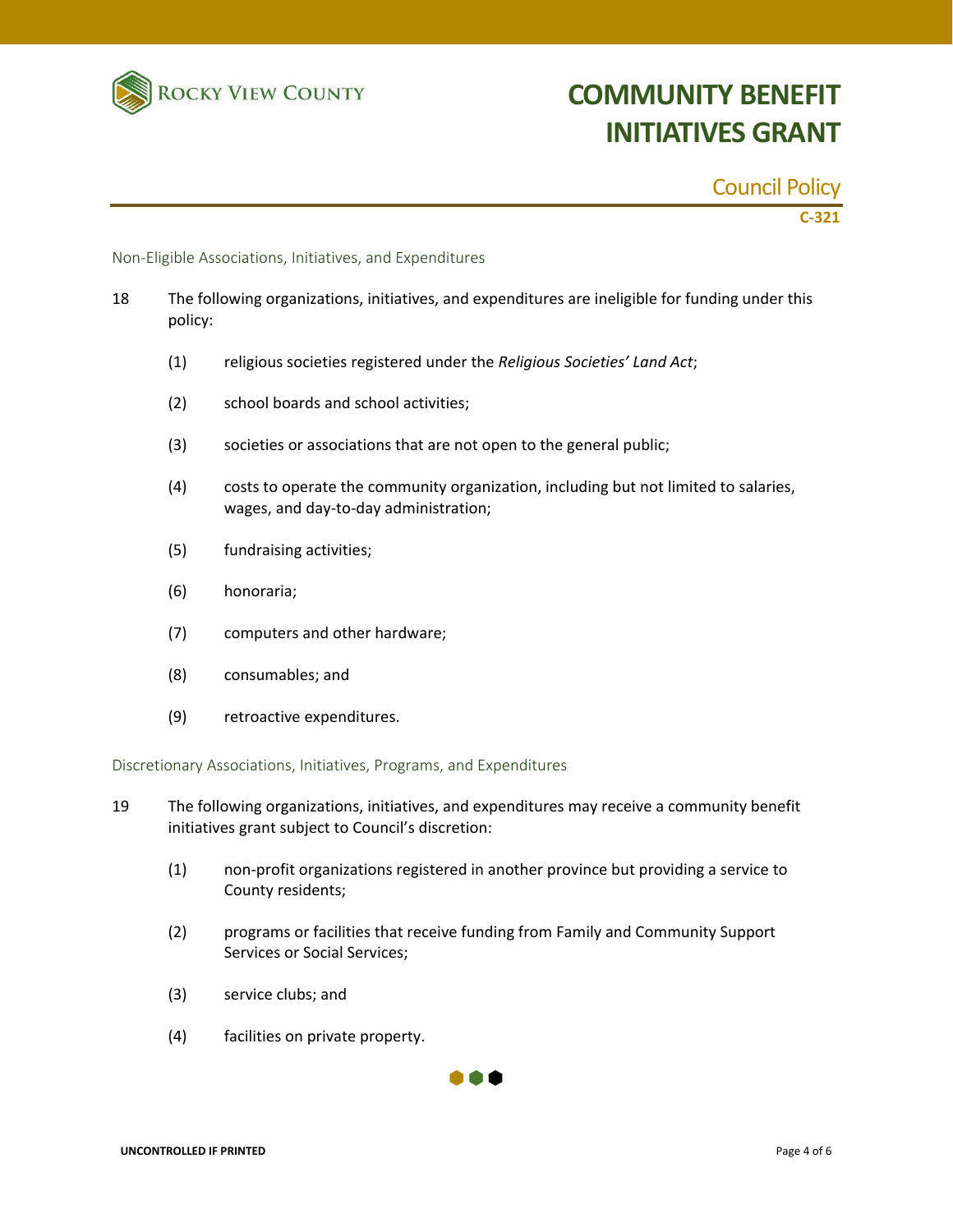### Non-Eligible Associations, Initiatives, and Expenditures

18 The following organizations, initiatives, and expenditures are ineligible for funding under this policy:

(1) religious societies registered under the *Religious Societies' Land Act*;

(2) school boards and school activities;

(3) societies or associations that are not open to the general public;

(4) costs to operate the community organization, including but not limited to salaries, wages, and day-to-day administration;

(5) fundraising activities;

(6) honoraria;

(7) computers and other hardware;

(8) consumables; and

(9) retroactive expenditures.

### Discretionary Associations, Initiatives, Programs, and Expenditures

19 The following organizations, initiatives, and expenditures may receive a community benefit initiatives grant subject to Council's discretion:

(1) non-profit organizations registered in another province but providing a service to County residents;

(2) programs or facilities that receive funding from Family and Community Support Services or Social Services;

(3) service clubs; and

(4) facilities on private property.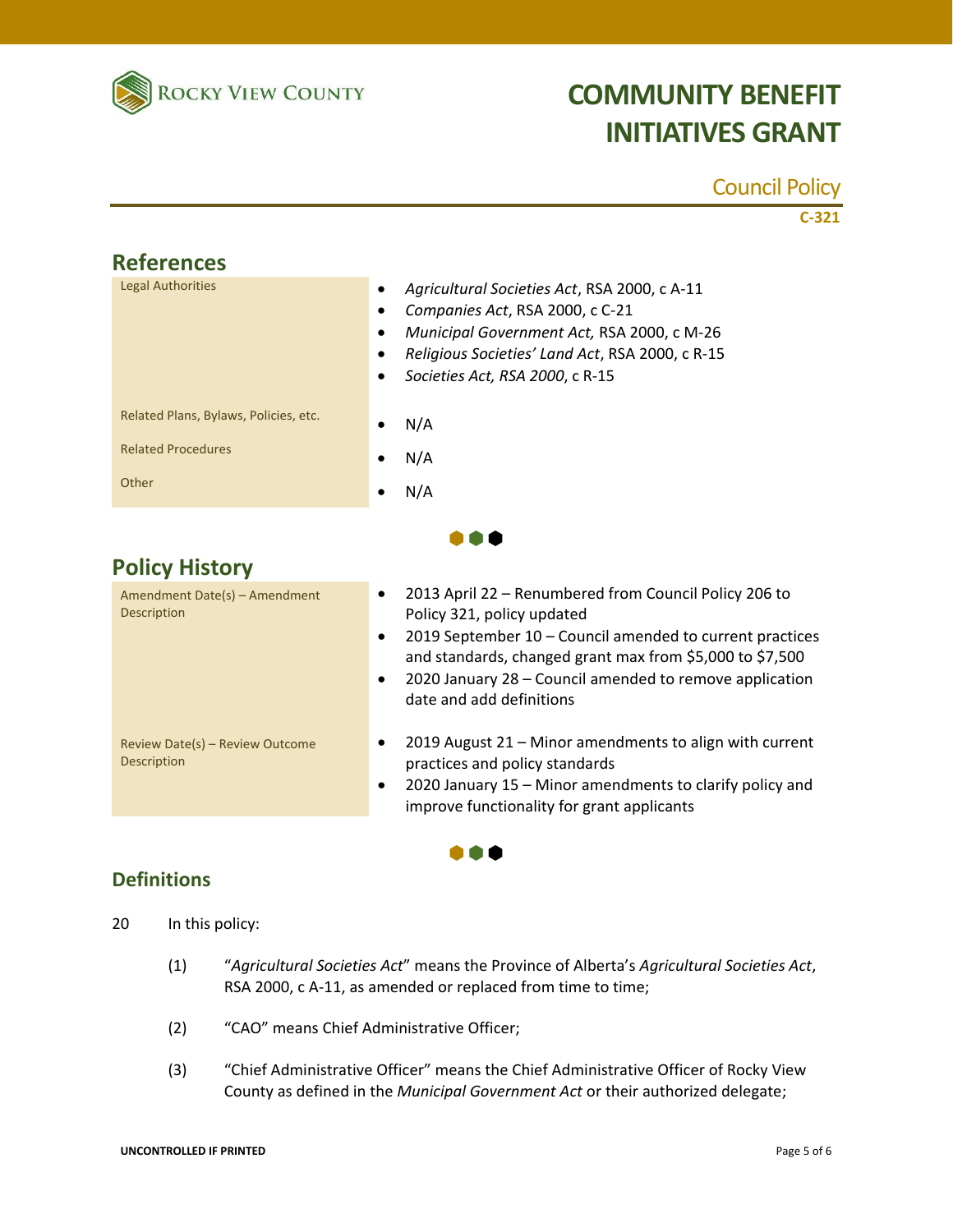# COMMUNITY BENEFIT INITIATIVES GRANT

Council Policy

C-321

## References

| | |
|---|---|
| Legal Authorities | • *Agricultural Societies Act*, RSA 2000, c A-11<br>• *Companies Act*, RSA 2000, c C-21<br>• *Municipal Government Act,* RSA 2000, c M-26<br>• *Religious Societies' Land Act*, RSA 2000, c R-15<br>• *Societies Act, RSA 2000*, c R-15 |
| Related Plans, Bylaws, Policies, etc. | • N/A |
| Related Procedures | • N/A |
| Other | • N/A |

## Policy History

| | |
|---|---|
| Amendment Date(s) – Amendment Description | • 2013 April 22 – Renumbered from Council Policy 206 to Policy 321, policy updated<br>• 2019 September 10 – Council amended to current practices and standards, changed grant max from $5,000 to $7,500<br>• 2020 January 28 – Council amended to remove application date and add definitions |
| Review Date(s) – Review Outcome Description | • 2019 August 21 – Minor amendments to align with current practices and policy standards<br>• 2020 January 15 – Minor amendments to clarify policy and improve functionality for grant applicants |

## Definitions

20 In this policy:

(1) "*Agricultural Societies Act*" means the Province of Alberta's *Agricultural Societies Act*, RSA 2000, c A-11, as amended or replaced from time to time;

(2) "CAO" means Chief Administrative Officer;

(3) "Chief Administrative Officer" means the Chief Administrative Officer of Rocky View County as defined in the *Municipal Government Act* or their authorized delegate;

UNCONTROLLED IF PRINTED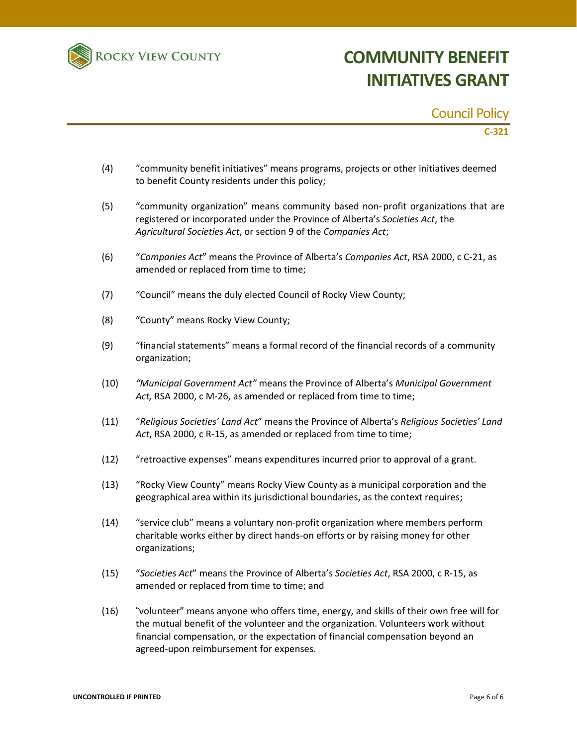(4) "community benefit initiatives" means programs, projects or other initiatives deemed to benefit County residents under this policy;

(5) "community organization" means community based non-profit organizations that are registered or incorporated under the Province of Alberta's *Societies Act*, the *Agricultural Societies Act*, or section 9 of the *Companies Act*;

(6) "*Companies Act*" means the Province of Alberta's *Companies Act*, RSA 2000, c C-21, as amended or replaced from time to time;

(7) "Council" means the duly elected Council of Rocky View County;

(8) "County" means Rocky View County;

(9) "financial statements" means a formal record of the financial records of a community organization;

(10) *"Municipal Government Act"* means the Province of Alberta's *Municipal Government Act,* RSA 2000, c M-26, as amended or replaced from time to time;

(11) "*Religious Societies' Land Act*" means the Province of Alberta's *Religious Societies' Land Act*, RSA 2000, c R-15, as amended or replaced from time to time;

(12) "retroactive expenses" means expenditures incurred prior to approval of a grant.

(13) "Rocky View County" means Rocky View County as a municipal corporation and the geographical area within its jurisdictional boundaries, as the context requires;

(14) "service club" means a voluntary non-profit organization where members perform charitable works either by direct hands-on efforts or by raising money for other organizations;

(15) "*Societies Act*" means the Province of Alberta's *Societies Act*, RSA 2000, c R-15, as amended or replaced from time to time; and

(16) "volunteer" means anyone who offers time, energy, and skills of their own free will for the mutual benefit of the volunteer and the organization. Volunteers work without financial compensation, or the expectation of financial compensation beyond an agreed-upon reimbursement for expenses.